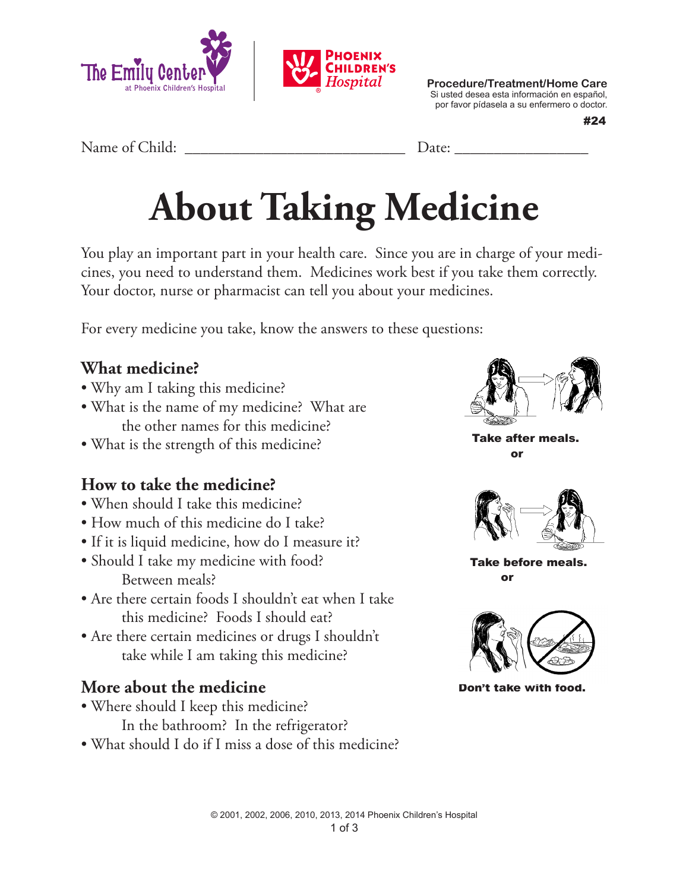Procedure/Treatment/Home Care
Si usted desea esta información en español, por favor pídasela a su enfermero o doctor.

**#24**

Name of Child: ____________________________ Date: _________________

# About Taking Medicine

You play an important part in your health care. Since you are in charge of your medicines, you need to understand them. Medicines work best if you take them correctly. Your doctor, nurse or pharmacist can tell you about your medicines.

For every medicine you take, know the answers to these questions:

## What medicine?

- Why am I taking this medicine?
- What is the name of my medicine? What are the other names for this medicine?
- What is the strength of this medicine?

## How to take the medicine?

- When should I take this medicine?
- How much of this medicine do I take?
- If it is liquid medicine, how do I measure it?
- Should I take my medicine with food? Between meals?
- Are there certain foods I shouldn't eat when I take this medicine? Foods I should eat?
- Are there certain medicines or drugs I shouldn't take while I am taking this medicine?

## More about the medicine

- Where should I keep this medicine? In the bathroom? In the refrigerator?
- What should I do if I miss a dose of this medicine?

**Take after meals.**
**or**

**Take before meals.**
**or**

**Don't take with food.**

© 2001, 2002, 2006, 2010, 2013, 2014 Phoenix Children's Hospital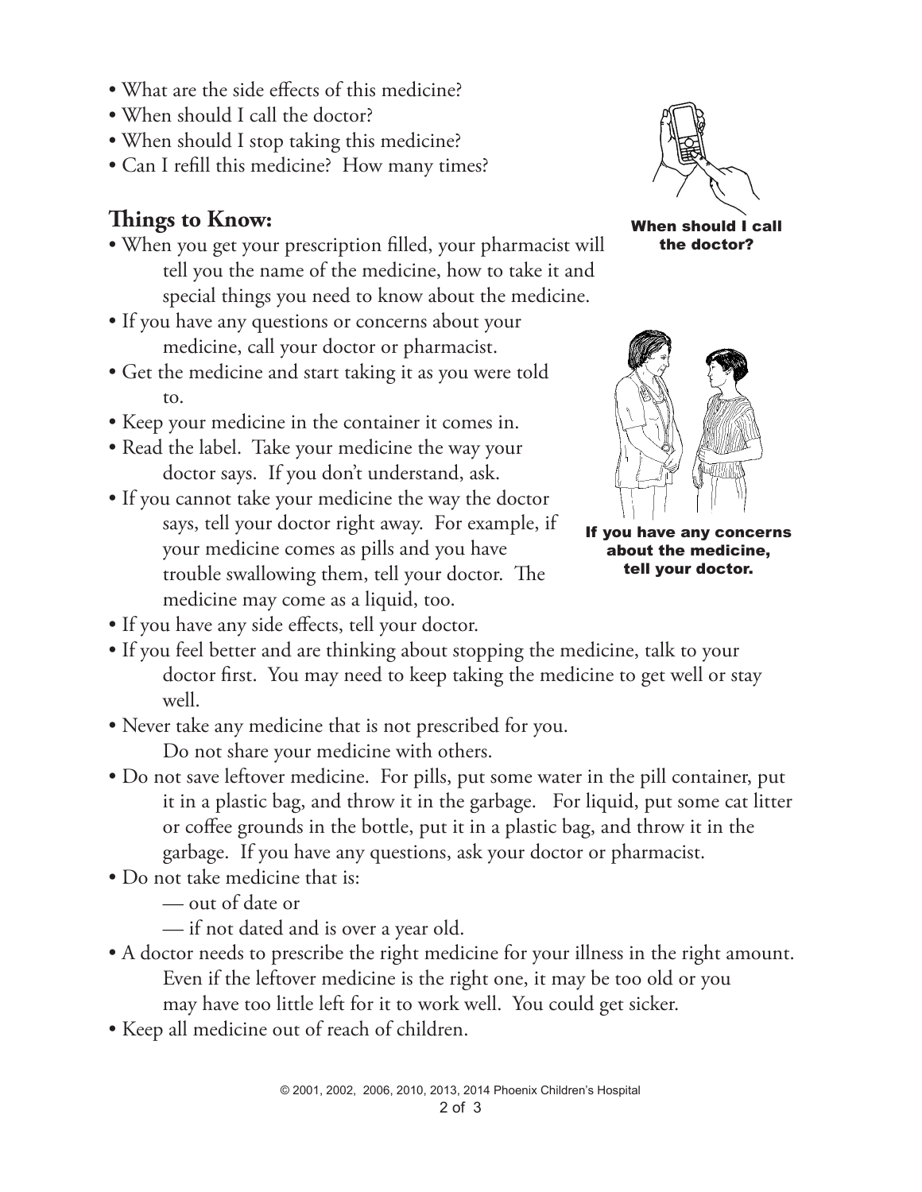- What are the side effects of this medicine?
- When should I call the doctor?
- When should I stop taking this medicine?
- Can I refill this medicine? How many times?

When should I call the doctor?

## Things to Know:

- When you get your prescription filled, your pharmacist will tell you the name of the medicine, how to take it and special things you need to know about the medicine.
- If you have any questions or concerns about your medicine, call your doctor or pharmacist.
- Get the medicine and start taking it as you were told to.
- Keep your medicine in the container it comes in.
- Read the label. Take your medicine the way your doctor says. If you don't understand, ask.
- If you cannot take your medicine the way the doctor says, tell your doctor right away. For example, if your medicine comes as pills and you have trouble swallowing them, tell your doctor. The medicine may come as a liquid, too.
- If you have any side effects, tell your doctor.
- If you feel better and are thinking about stopping the medicine, talk to your doctor first. You may need to keep taking the medicine to get well or stay well.
- Never take any medicine that is not prescribed for you. Do not share your medicine with others.
- Do not save leftover medicine. For pills, put some water in the pill container, put it in a plastic bag, and throw it in the garbage. For liquid, put some cat litter or coffee grounds in the bottle, put it in a plastic bag, and throw it in the garbage. If you have any questions, ask your doctor or pharmacist.
- Do not take medicine that is:
  - — out of date or
  - — if not dated and is over a year old.
- A doctor needs to prescribe the right medicine for your illness in the right amount. Even if the leftover medicine is the right one, it may be too old or you may have too little left for it to work well. You could get sicker.
- Keep all medicine out of reach of children.

If you have any concerns about the medicine, tell your doctor.

© 2001, 2002, 2006, 2010, 2013, 2014 Phoenix Children's Hospital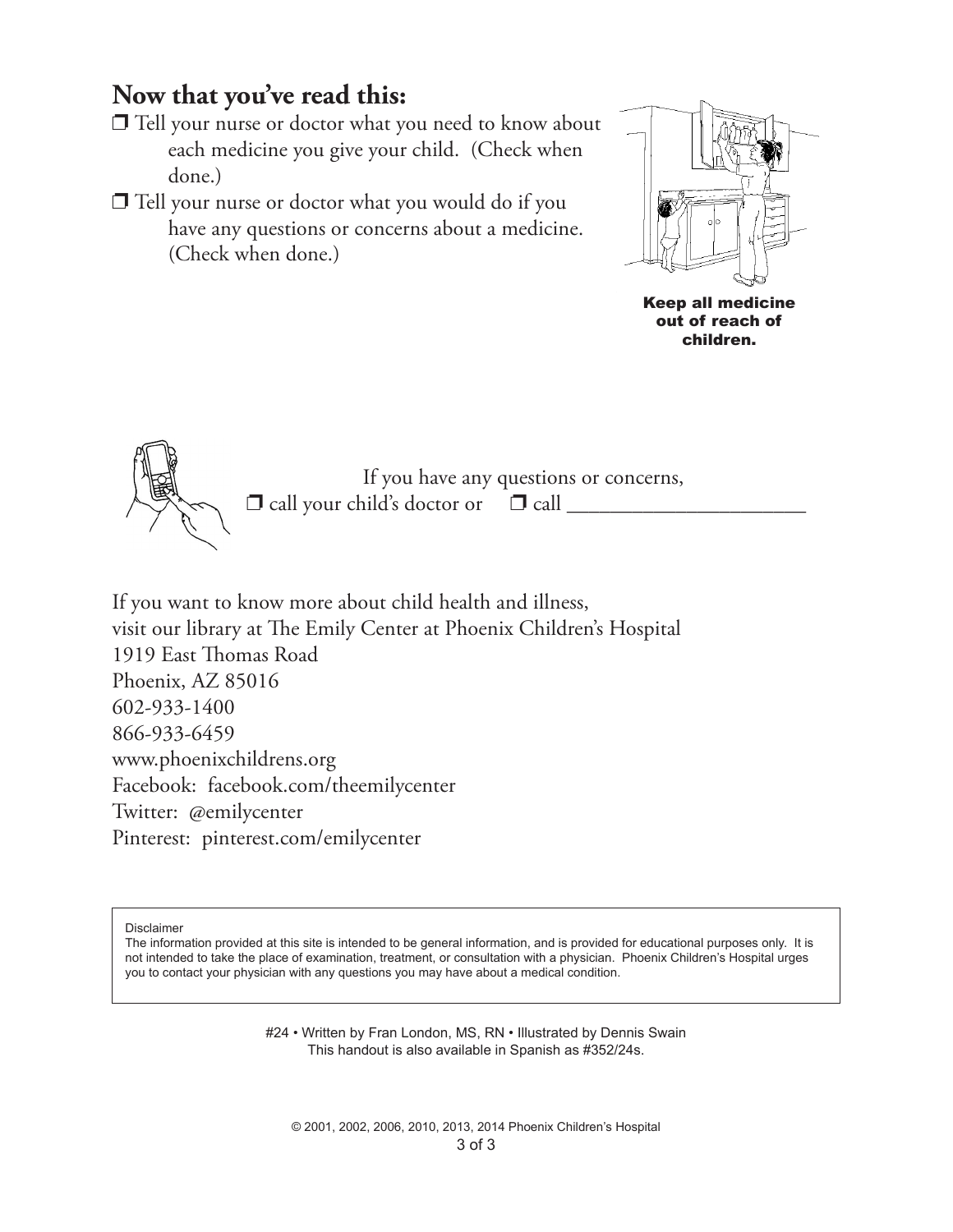## Now that you've read this:

❒ Tell your nurse or doctor what you need to know about each medicine you give your child. (Check when done.)

❒ Tell your nurse or doctor what you would do if you have any questions or concerns about a medicine. (Check when done.)

**Keep all medicine out of reach of children.**

If you have any questions or concerns,
❒ call your child's doctor or ❒ call ______________________

If you want to know more about child health and illness,
visit our library at The Emily Center at Phoenix Children's Hospital
1919 East Thomas Road
Phoenix, AZ 85016
602-933-1400
866-933-6459
www.phoenixchildrens.org
Facebook: facebook.com/theemilycenter
Twitter: @emilycenter
Pinterest: pinterest.com/emilycenter

Disclaimer
The information provided at this site is intended to be general information, and is provided for educational purposes only. It is not intended to take the place of examination, treatment, or consultation with a physician. Phoenix Children's Hospital urges you to contact your physician with any questions you may have about a medical condition.

#24 • Written by Fran London, MS, RN • Illustrated by Dennis Swain
This handout is also available in Spanish as #352/24s.

© 2001, 2002, 2006, 2010, 2013, 2014 Phoenix Children's Hospital